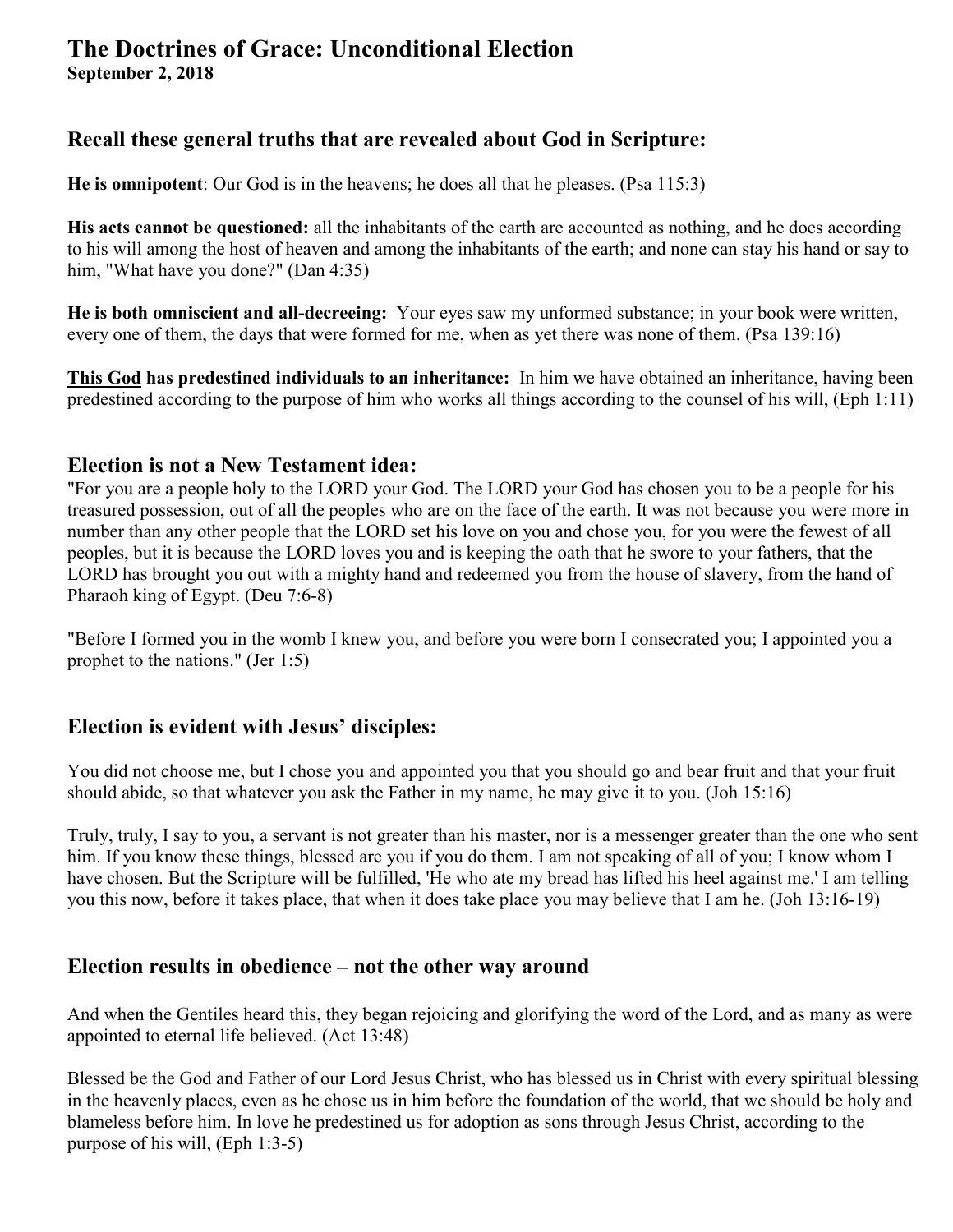# The Doctrines of Grace: Unconditional Election

**September 2, 2018**

## Recall these general truths that are revealed about God in Scripture:

**He is omnipotent**: Our God is in the heavens; he does all that he pleases. (Psa 115:3)

**His acts cannot be questioned:** all the inhabitants of the earth are accounted as nothing, and he does according to his will among the host of heaven and among the inhabitants of the earth; and none can stay his hand or say to him, "What have you done?" (Dan 4:35)

**He is both omniscient and all-decreeing:** Your eyes saw my unformed substance; in your book were written, every one of them, the days that were formed for me, when as yet there was none of them. (Psa 139:16)

**<u>This God</u> has predestined individuals to an inheritance:** In him we have obtained an inheritance, having been predestined according to the purpose of him who works all things according to the counsel of his will, (Eph 1:11)

## Election is not a New Testament idea:

"For you are a people holy to the LORD your God. The LORD your God has chosen you to be a people for his treasured possession, out of all the peoples who are on the face of the earth. It was not because you were more in number than any other people that the LORD set his love on you and chose you, for you were the fewest of all peoples, but it is because the LORD loves you and is keeping the oath that he swore to your fathers, that the LORD has brought you out with a mighty hand and redeemed you from the house of slavery, from the hand of Pharaoh king of Egypt. (Deu 7:6-8)

"Before I formed you in the womb I knew you, and before you were born I consecrated you; I appointed you a prophet to the nations." (Jer 1:5)

## Election is evident with Jesus' disciples:

You did not choose me, but I chose you and appointed you that you should go and bear fruit and that your fruit should abide, so that whatever you ask the Father in my name, he may give it to you. (Joh 15:16)

Truly, truly, I say to you, a servant is not greater than his master, nor is a messenger greater than the one who sent him. If you know these things, blessed are you if you do them. I am not speaking of all of you; I know whom I have chosen. But the Scripture will be fulfilled, 'He who ate my bread has lifted his heel against me.' I am telling you this now, before it takes place, that when it does take place you may believe that I am he. (Joh 13:16-19)

## Election results in obedience – not the other way around

And when the Gentiles heard this, they began rejoicing and glorifying the word of the Lord, and as many as were appointed to eternal life believed. (Act 13:48)

Blessed be the God and Father of our Lord Jesus Christ, who has blessed us in Christ with every spiritual blessing in the heavenly places, even as he chose us in him before the foundation of the world, that we should be holy and blameless before him. In love he predestined us for adoption as sons through Jesus Christ, according to the purpose of his will, (Eph 1:3-5)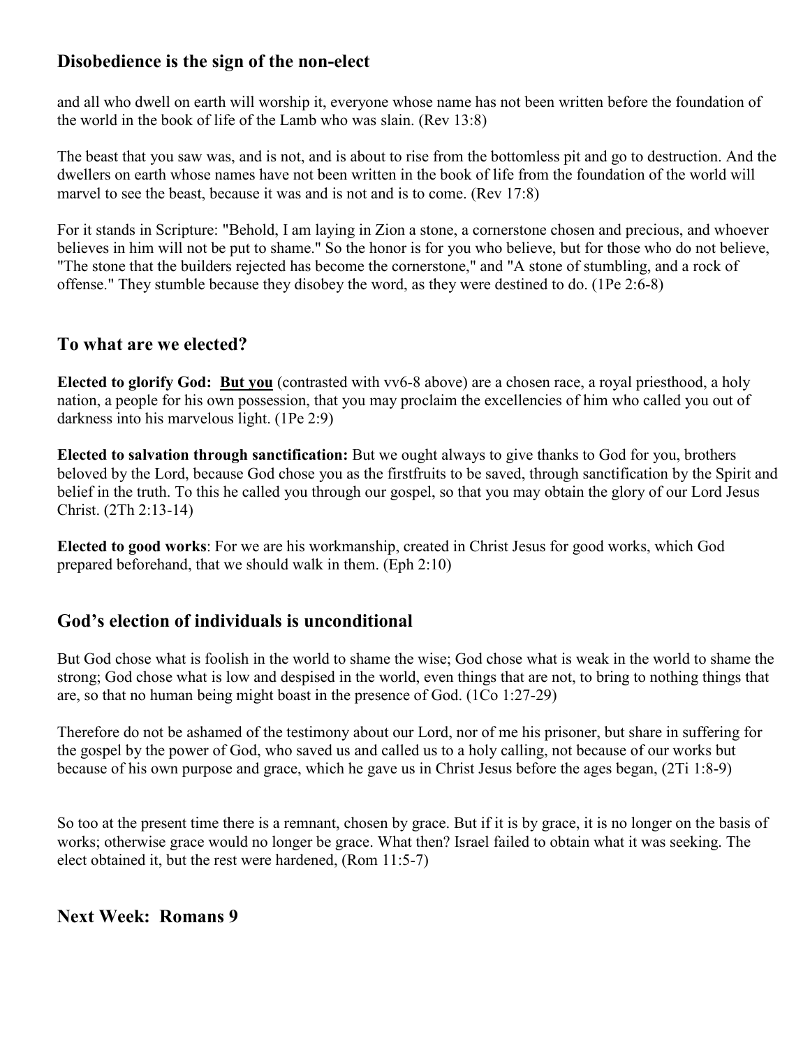## Disobedience is the sign of the non-elect

and all who dwell on earth will worship it, everyone whose name has not been written before the foundation of the world in the book of life of the Lamb who was slain. (Rev 13:8)

The beast that you saw was, and is not, and is about to rise from the bottomless pit and go to destruction. And the dwellers on earth whose names have not been written in the book of life from the foundation of the world will marvel to see the beast, because it was and is not and is to come. (Rev 17:8)

For it stands in Scripture: "Behold, I am laying in Zion a stone, a cornerstone chosen and precious, and whoever believes in him will not be put to shame." So the honor is for you who believe, but for those who do not believe, "The stone that the builders rejected has become the cornerstone," and "A stone of stumbling, and a rock of offense." They stumble because they disobey the word, as they were destined to do. (1Pe 2:6-8)

## To what are we elected?

**Elected to glorify God:** **<u>But you</u>** (contrasted with vv6-8 above) are a chosen race, a royal priesthood, a holy nation, a people for his own possession, that you may proclaim the excellencies of him who called you out of darkness into his marvelous light. (1Pe 2:9)

**Elected to salvation through sanctification:** But we ought always to give thanks to God for you, brothers beloved by the Lord, because God chose you as the firstfruits to be saved, through sanctification by the Spirit and belief in the truth. To this he called you through our gospel, so that you may obtain the glory of our Lord Jesus Christ. (2Th 2:13-14)

**Elected to good works**: For we are his workmanship, created in Christ Jesus for good works, which God prepared beforehand, that we should walk in them. (Eph 2:10)

## God's election of individuals is unconditional

But God chose what is foolish in the world to shame the wise; God chose what is weak in the world to shame the strong; God chose what is low and despised in the world, even things that are not, to bring to nothing things that are, so that no human being might boast in the presence of God. (1Co 1:27-29)

Therefore do not be ashamed of the testimony about our Lord, nor of me his prisoner, but share in suffering for the gospel by the power of God, who saved us and called us to a holy calling, not because of our works but because of his own purpose and grace, which he gave us in Christ Jesus before the ages began, (2Ti 1:8-9)

So too at the present time there is a remnant, chosen by grace. But if it is by grace, it is no longer on the basis of works; otherwise grace would no longer be grace. What then? Israel failed to obtain what it was seeking. The elect obtained it, but the rest were hardened, (Rom 11:5-7)

## Next Week: Romans 9